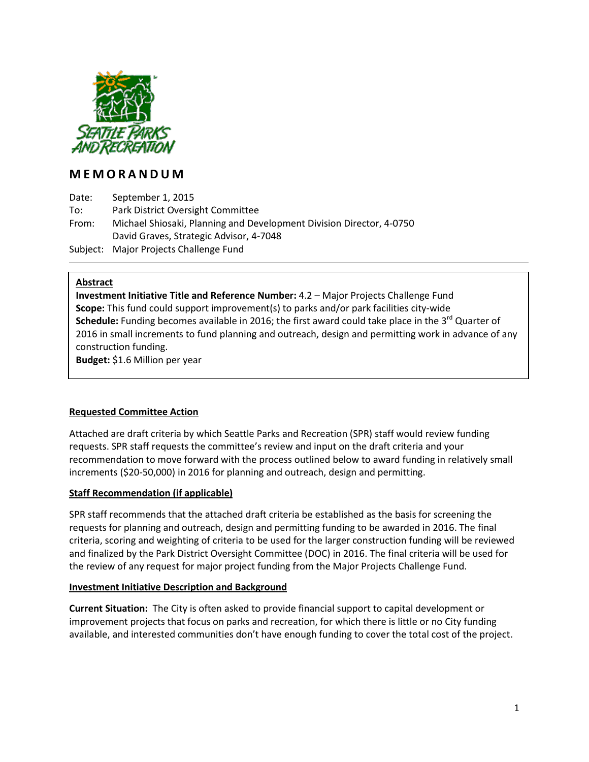# MEMORANDUM

Date: September 1, 2015
To: Park District Oversight Committee
From: Michael Shiosaki, Planning and Development Division Director, 4-0750
David Graves, Strategic Advisor, 4-7048
Subject: Major Projects Challenge Fund

---

**Abstract**
**Investment Initiative Title and Reference Number:** 4.2 – Major Projects Challenge Fund
**Scope:** This fund could support improvement(s) to parks and/or park facilities city-wide
**Schedule:** Funding becomes available in 2016; the first award could take place in the 3rd Quarter of 2016 in small increments to fund planning and outreach, design and permitting work in advance of any construction funding.
**Budget:** $1.6 Million per year

**Requested Committee Action**

Attached are draft criteria by which Seattle Parks and Recreation (SPR) staff would review funding requests. SPR staff requests the committee's review and input on the draft criteria and your recommendation to move forward with the process outlined below to award funding in relatively small increments ($20-50,000) in 2016 for planning and outreach, design and permitting.

**Staff Recommendation (if applicable)**

SPR staff recommends that the attached draft criteria be established as the basis for screening the requests for planning and outreach, design and permitting funding to be awarded in 2016. The final criteria, scoring and weighting of criteria to be used for the larger construction funding will be reviewed and finalized by the Park District Oversight Committee (DOC) in 2016. The final criteria will be used for the review of any request for major project funding from the Major Projects Challenge Fund.

**Investment Initiative Description and Background**

**Current Situation:** The City is often asked to provide financial support to capital development or improvement projects that focus on parks and recreation, for which there is little or no City funding available, and interested communities don't have enough funding to cover the total cost of the project.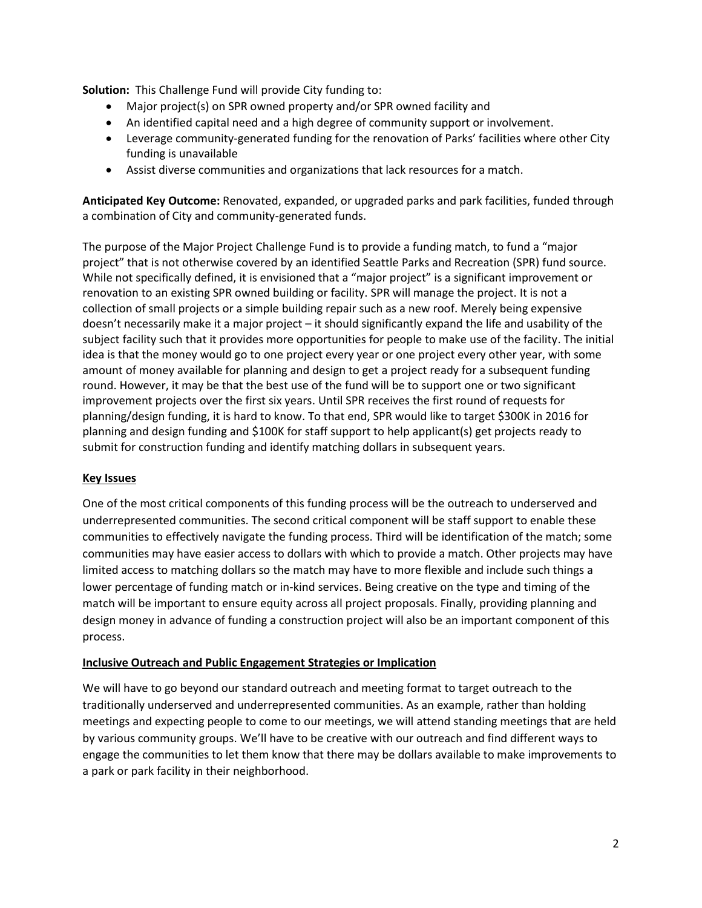**Solution:** This Challenge Fund will provide City funding to:

- Major project(s) on SPR owned property and/or SPR owned facility and
- An identified capital need and a high degree of community support or involvement.
- Leverage community-generated funding for the renovation of Parks' facilities where other City funding is unavailable
- Assist diverse communities and organizations that lack resources for a match.

**Anticipated Key Outcome:** Renovated, expanded, or upgraded parks and park facilities, funded through a combination of City and community-generated funds.

The purpose of the Major Project Challenge Fund is to provide a funding match, to fund a "major project" that is not otherwise covered by an identified Seattle Parks and Recreation (SPR) fund source. While not specifically defined, it is envisioned that a "major project" is a significant improvement or renovation to an existing SPR owned building or facility. SPR will manage the project. It is not a collection of small projects or a simple building repair such as a new roof. Merely being expensive doesn't necessarily make it a major project – it should significantly expand the life and usability of the subject facility such that it provides more opportunities for people to make use of the facility. The initial idea is that the money would go to one project every year or one project every other year, with some amount of money available for planning and design to get a project ready for a subsequent funding round. However, it may be that the best use of the fund will be to support one or two significant improvement projects over the first six years. Until SPR receives the first round of requests for planning/design funding, it is hard to know. To that end, SPR would like to target $300K in 2016 for planning and design funding and $100K for staff support to help applicant(s) get projects ready to submit for construction funding and identify matching dollars in subsequent years.

## Key Issues

One of the most critical components of this funding process will be the outreach to underserved and underrepresented communities. The second critical component will be staff support to enable these communities to effectively navigate the funding process. Third will be identification of the match; some communities may have easier access to dollars with which to provide a match. Other projects may have limited access to matching dollars so the match may have to more flexible and include such things a lower percentage of funding match or in-kind services. Being creative on the type and timing of the match will be important to ensure equity across all project proposals. Finally, providing planning and design money in advance of funding a construction project will also be an important component of this process.

## Inclusive Outreach and Public Engagement Strategies or Implication

We will have to go beyond our standard outreach and meeting format to target outreach to the traditionally underserved and underrepresented communities. As an example, rather than holding meetings and expecting people to come to our meetings, we will attend standing meetings that are held by various community groups. We'll have to be creative with our outreach and find different ways to engage the communities to let them know that there may be dollars available to make improvements to a park or park facility in their neighborhood.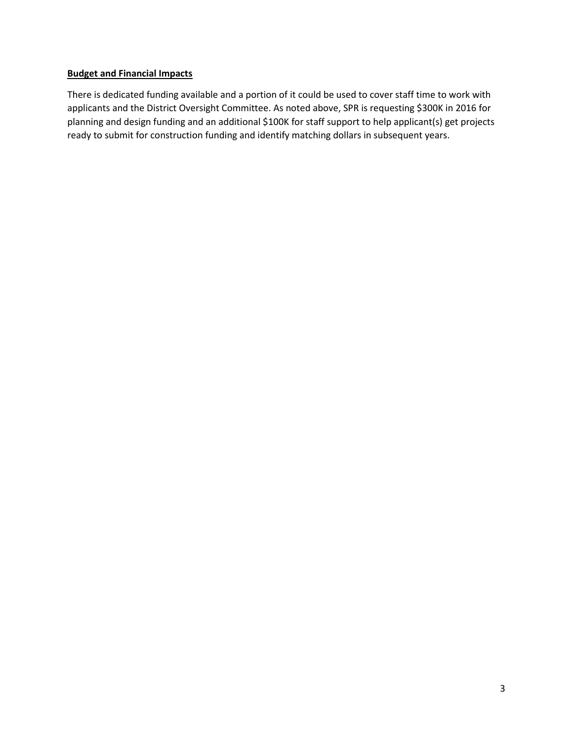**Budget and Financial Impacts**

There is dedicated funding available and a portion of it could be used to cover staff time to work with applicants and the District Oversight Committee. As noted above, SPR is requesting $300K in 2016 for planning and design funding and an additional $100K for staff support to help applicant(s) get projects ready to submit for construction funding and identify matching dollars in subsequent years.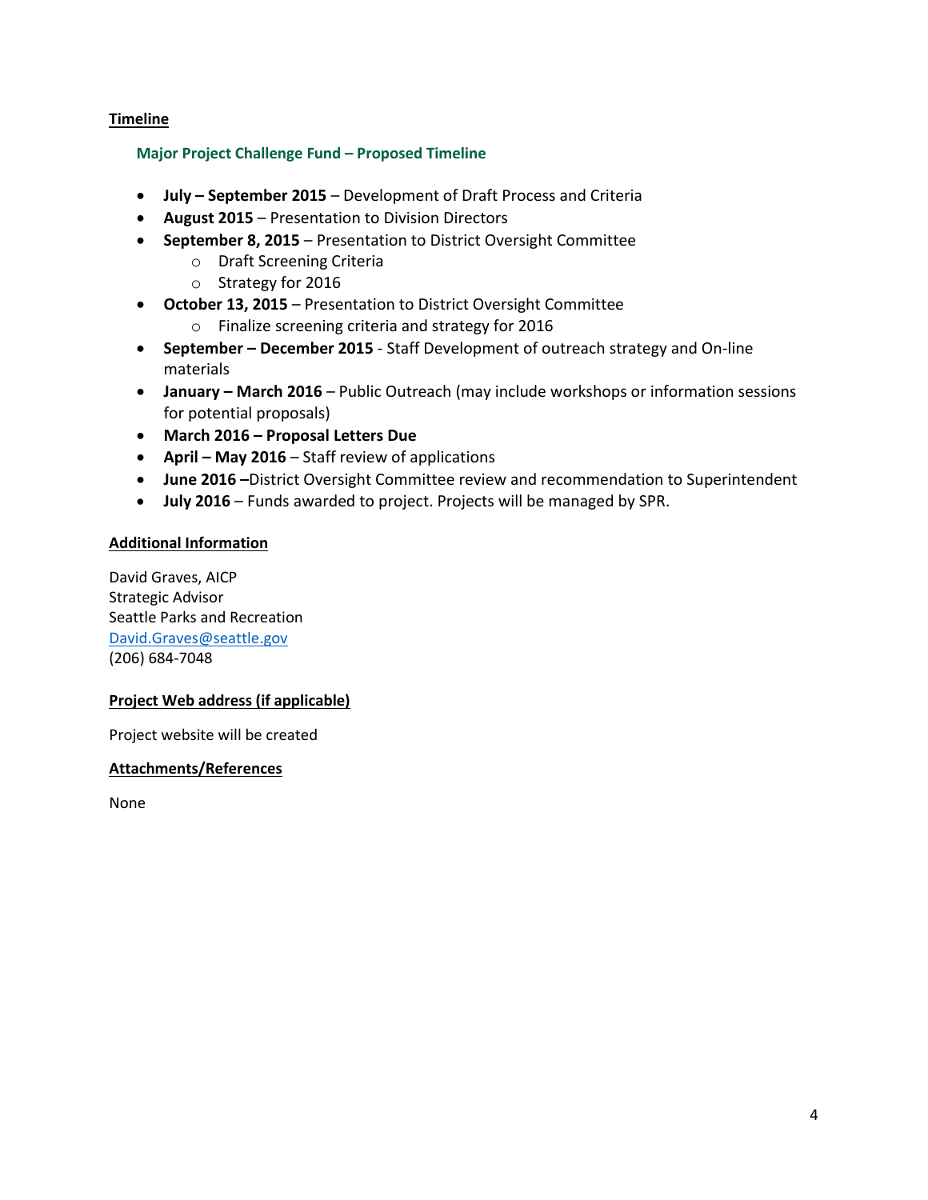## Timeline

### Major Project Challenge Fund – Proposed Timeline

- **July – September 2015** – Development of Draft Process and Criteria
- **August 2015** – Presentation to Division Directors
- **September 8, 2015** – Presentation to District Oversight Committee
  - Draft Screening Criteria
  - Strategy for 2016
- **October 13, 2015** – Presentation to District Oversight Committee
  - Finalize screening criteria and strategy for 2016
- **September – December 2015** - Staff Development of outreach strategy and On-line materials
- **January – March 2016** – Public Outreach (may include workshops or information sessions for potential proposals)
- **March 2016 – Proposal Letters Due**
- **April – May 2016** – Staff review of applications
- **June 2016 –**District Oversight Committee review and recommendation to Superintendent
- **July 2016** – Funds awarded to project. Projects will be managed by SPR.

## Additional Information

David Graves, AICP
Strategic Advisor
Seattle Parks and Recreation
David.Graves@seattle.gov
(206) 684-7048

## Project Web address (if applicable)

Project website will be created

## Attachments/References

None